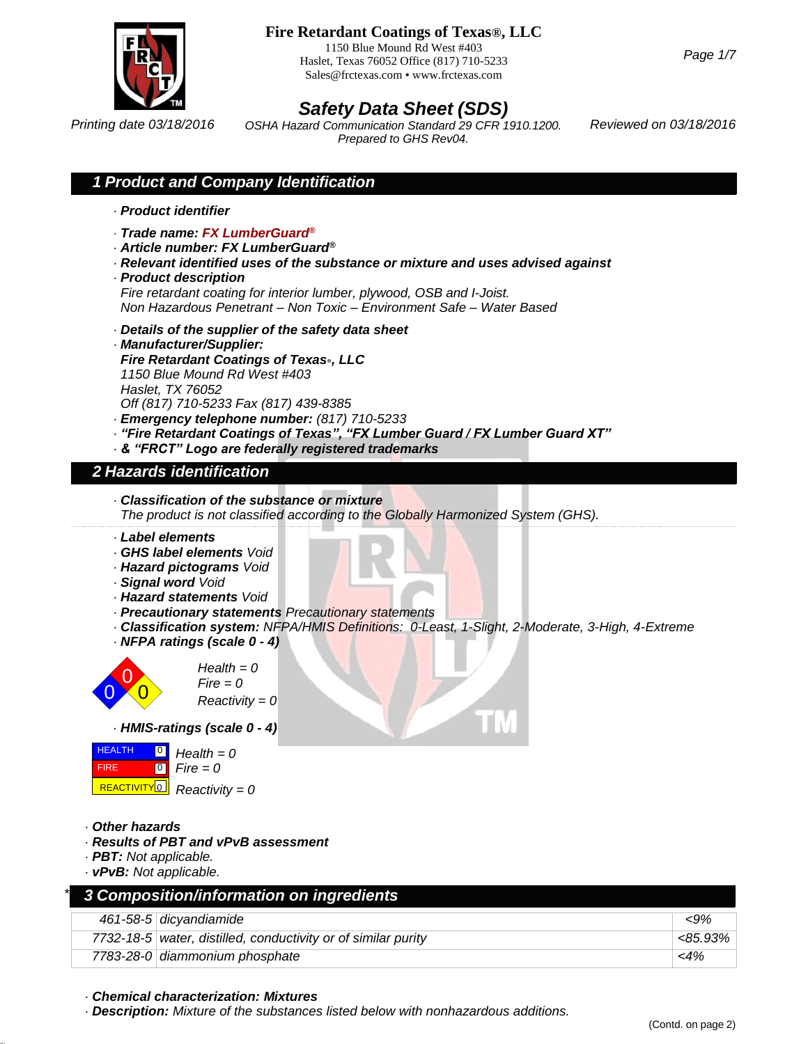**Fire Retardant Coatings of Texas®, LLC**
1150 Blue Mound Rd West #403
Haslet, Texas 76052 Office (817) 710-5233
Sales@frctexas.com • www.frctexas.com

# Safety Data Sheet (SDS)

Printing date 03/18/2016

OSHA Hazard Communication Standard 29 CFR 1910.1200.
Prepared to GHS Rev04.

Reviewed on 03/18/2016

## 1 Product and Company Identification

· **Product identifier**

· **Trade name: FX LumberGuard®**
· **Article number: FX LumberGuard®**
· **Relevant identified uses of the substance or mixture and uses advised against**
· **Product description**
Fire retardant coating for interior lumber, plywood, OSB and I-Joist.
Non Hazardous Penetrant – Non Toxic – Environment Safe – Water Based

· **Details of the supplier of the safety data sheet**
· **Manufacturer/Supplier:**
**Fire Retardant Coatings of Texas®, LLC**
1150 Blue Mound Rd West #403
Haslet, TX 76052
Off (817) 710-5233 Fax (817) 439-8385
· **Emergency telephone number:** (817) 710-5233
· **"Fire Retardant Coatings of Texas", "FX Lumber Guard / FX Lumber Guard XT"**
· **& "FRCT" Logo are federally registered trademarks**

## 2 Hazards identification

· **Classification of the substance or mixture**
The product is not classified according to the Globally Harmonized System (GHS).

· **Label elements**
· **GHS label elements** Void
· **Hazard pictograms** Void
· **Signal word** Void
· **Hazard statements** Void
· **Precautionary statements** Precautionary statements
· **Classification system:** NFPA/HMIS Definitions: 0-Least, 1-Slight, 2-Moderate, 3-High, 4-Extreme
· **NFPA ratings (scale 0 - 4)**

Health = 0
Fire = 0
Reactivity = 0

· **HMIS-ratings (scale 0 - 4)**

| | | |
|---|---|---|
| HEALTH | 0 | Health = 0 |
| FIRE | 0 | Fire = 0 |
| REACTIVITY | 0 | Reactivity = 0 |

· **Other hazards**
· **Results of PBT and vPvB assessment**
· **PBT:** Not applicable.
· **vPvB:** Not applicable.

## * 3 Composition/information on ingredients

| CAS | Ingredient | % |
|---|---|---|
| 461-58-5 | dicyandiamide | <9% |
| 7732-18-5 | water, distilled, conductivity or of similar purity | <85.93% |
| 7783-28-0 | diammonium phosphate | <4% |

· **Chemical characterization: Mixtures**
· **Description:** Mixture of the substances listed below with nonhazardous additions.

(Contd. on page 2)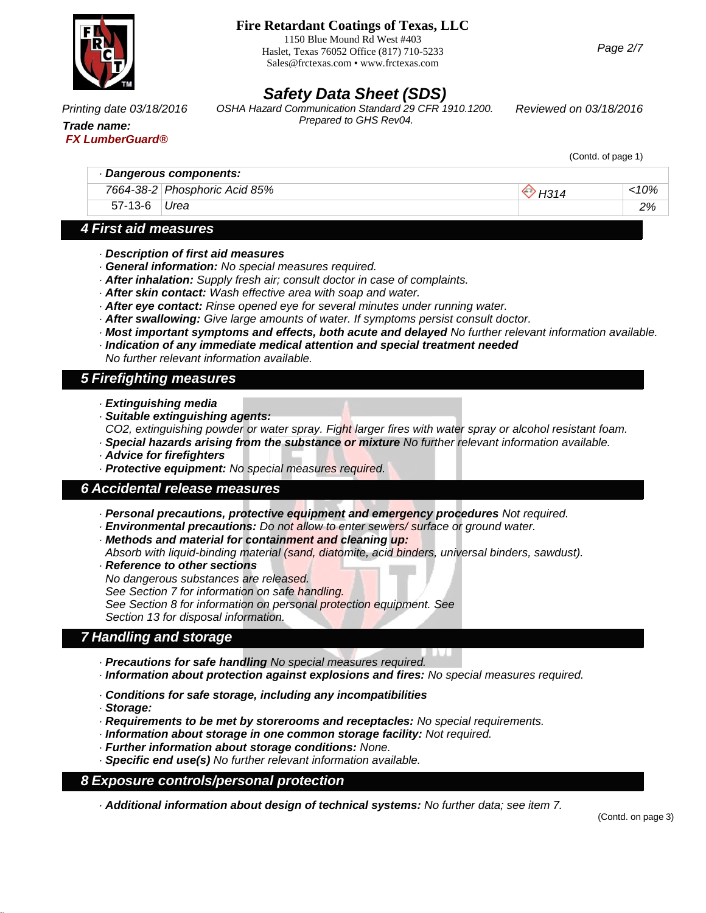(Contd. of page 1)

| · Dangerous components: | | | |
|---|---|---|---|
| 7664-38-2 | Phosphoric Acid 85% | H314 | <10% |
| 57-13-6 | Urea | | 2% |

## 4 First aid measures

- · **Description of first aid measures**
- · **General information:** No special measures required.
- · **After inhalation:** Supply fresh air; consult doctor in case of complaints.
- · **After skin contact:** Wash effective area with soap and water.
- · **After eye contact:** Rinse opened eye for several minutes under running water.
- · **After swallowing:** Give large amounts of water. If symptoms persist consult doctor.
- · **Most important symptoms and effects, both acute and delayed** No further relevant information available.
- · **Indication of any immediate medical attention and special treatment needed**
  No further relevant information available.

## 5 Firefighting measures

- · **Extinguishing media**
- · **Suitable extinguishing agents:**
  $CO_2$, extinguishing powder or water spray. Fight larger fires with water spray or alcohol resistant foam.
- · **Special hazards arising from the substance or mixture** No further relevant information available.
- · **Advice for firefighters**
- · **Protective equipment:** No special measures required.

## 6 Accidental release measures

- · **Personal precautions, protective equipment and emergency procedures** Not required.
- · **Environmental precautions:** Do not allow to enter sewers/ surface or ground water.
- · **Methods and material for containment and cleaning up:**
  Absorb with liquid-binding material (sand, diatomite, acid binders, universal binders, sawdust).
- · **Reference to other sections**
  No dangerous substances are released.
  See Section 7 for information on safe handling.
  See Section 8 for information on personal protection equipment. See Section 13 for disposal information.

## 7 Handling and storage

- · **Precautions for safe handling** No special measures required.
- · **Information about protection against explosions and fires:** No special measures required.

- · **Conditions for safe storage, including any incompatibilities**
- · **Storage:**
- · **Requirements to be met by storerooms and receptacles:** No special requirements.
- · **Information about storage in one common storage facility:** Not required.
- · **Further information about storage conditions:** None.
- · **Specific end use(s)** No further relevant information available.

## 8 Exposure controls/personal protection

- · **Additional information about design of technical systems:** No further data; see item 7.

(Contd. on page 3)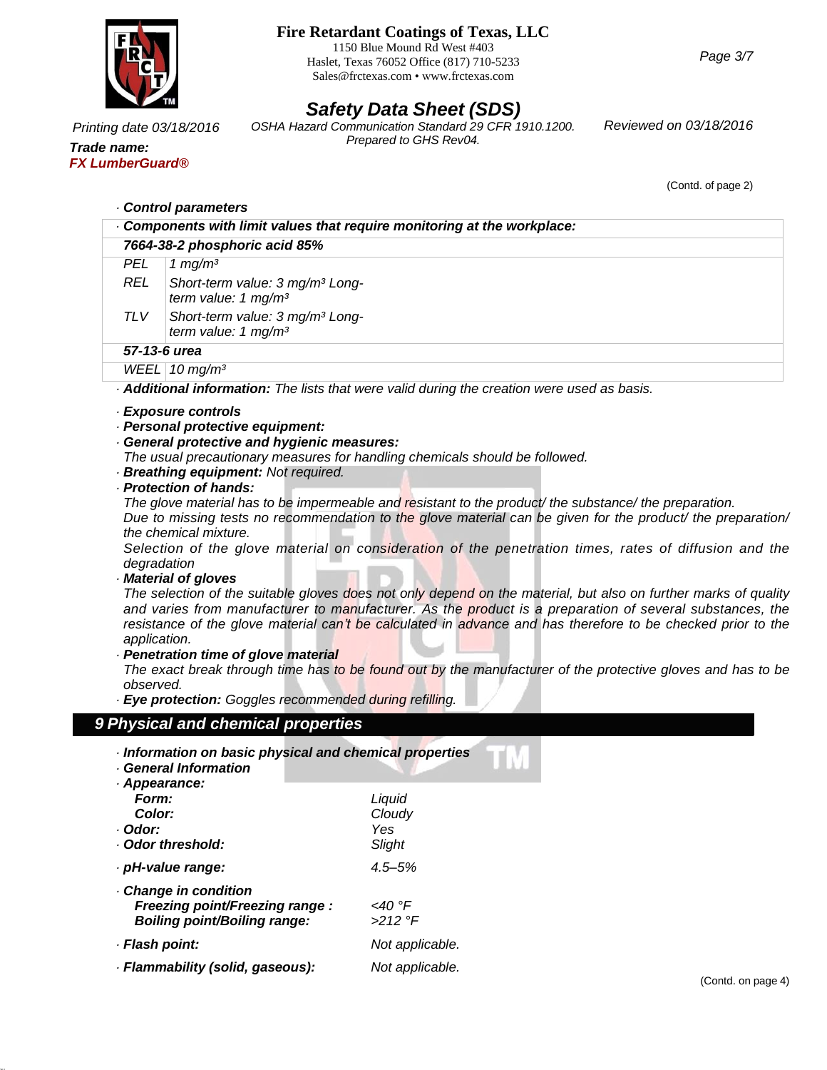(Contd. of page 2)

· **Control parameters**

| · **Components with limit values that require monitoring at the workplace:** | |
|---|---|
| **7664-38-2 phosphoric acid 85%** | |
| PEL | 1 mg/m³ |
| REL | Short-term value: 3 mg/m³ Long-term value: 1 mg/m³ |
| TLV | Short-term value: 3 mg/m³ Long-term value: 1 mg/m³ |
| **57-13-6 urea** | |
| WEEL | 10 mg/m³ |

· **Additional information:** The lists that were valid during the creation were used as basis.

· **Exposure controls**
· **Personal protective equipment:**
· **General protective and hygienic measures:**
The usual precautionary measures for handling chemicals should be followed.
· **Breathing equipment:** Not required.
· **Protection of hands:**
The glove material has to be impermeable and resistant to the product/ the substance/ the preparation.
Due to missing tests no recommendation to the glove material can be given for the product/ the preparation/ the chemical mixture.
Selection of the glove material on consideration of the penetration times, rates of diffusion and the degradation
· **Material of gloves**
The selection of the suitable gloves does not only depend on the material, but also on further marks of quality and varies from manufacturer to manufacturer. As the product is a preparation of several substances, the resistance of the glove material can't be calculated in advance and has therefore to be checked prior to the application.
· **Penetration time of glove material**
The exact break through time has to be found out by the manufacturer of the protective gloves and has to be observed.
· **Eye protection:** Goggles recommended during refilling.

## 9 Physical and chemical properties

· **Information on basic physical and chemical properties**
· **General Information**

| | |
|---|---|
| · **Appearance:** | |
| **Form:** | Liquid |
| **Color:** | Cloudy |
| · **Odor:** | Yes |
| · **Odor threshold:** | Slight |
| · **pH-value range:** | 4.5–5% |
| · **Change in condition** | |
| **Freezing point/Freezing range :** | <40 °F |
| **Boiling point/Boiling range:** | >212 °F |
| · **Flash point:** | Not applicable. |
| · **Flammability (solid, gaseous):** | Not applicable. |

(Contd. on page 4)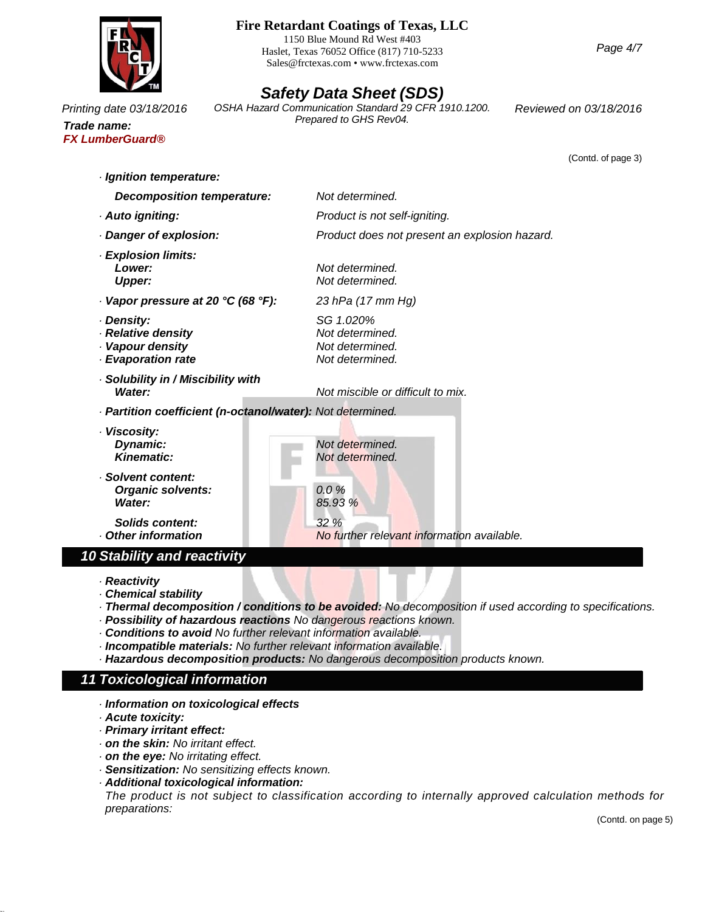(Contd. of page 3)

· **Ignition temperature:**

| | |
|---|---|
| **Decomposition temperature:** | Not determined. |
| · **Auto igniting:** | Product is not self-igniting. |
| · **Danger of explosion:** | Product does not present an explosion hazard. |
| · **Explosion limits:** | |
| **Lower:** | Not determined. |
| **Upper:** | Not determined. |
| · **Vapor pressure at 20 °C (68 °F):** | 23 hPa (17 mm Hg) |
| · **Density:** | SG 1.020% |
| · **Relative density** | Not determined. |
| · **Vapour density** | Not determined. |
| · **Evaporation rate** | Not determined. |
| · **Solubility in / Miscibility with** | |
| **Water:** | Not miscible or difficult to mix. |
| · **Partition coefficient (n-octanol/water):** | Not determined. |
| · **Viscosity:** | |
| **Dynamic:** | Not determined. |
| **Kinematic:** | Not determined. |
| · **Solvent content:** | |
| **Organic solvents:** | 0.0 % |
| **Water:** | 85.93 % |
| **Solids content:** | 32 % |
| · **Other information** | No further relevant information available. |

## 10 Stability and reactivity

· **Reactivity**
· **Chemical stability**
· **Thermal decomposition / conditions to be avoided:** No decomposition if used according to specifications.
· **Possibility of hazardous reactions** No dangerous reactions known.
· **Conditions to avoid** No further relevant information available.
· **Incompatible materials:** No further relevant information available.
· **Hazardous decomposition products:** No dangerous decomposition products known.

## 11 Toxicological information

· **Information on toxicological effects**
· **Acute toxicity:**
· **Primary irritant effect:**
· **on the skin:** No irritant effect.
· **on the eye:** No irritating effect.
· **Sensitization:** No sensitizing effects known.
· **Additional toxicological information:**
The product is not subject to classification according to internally approved calculation methods for preparations:

(Contd. on page 5)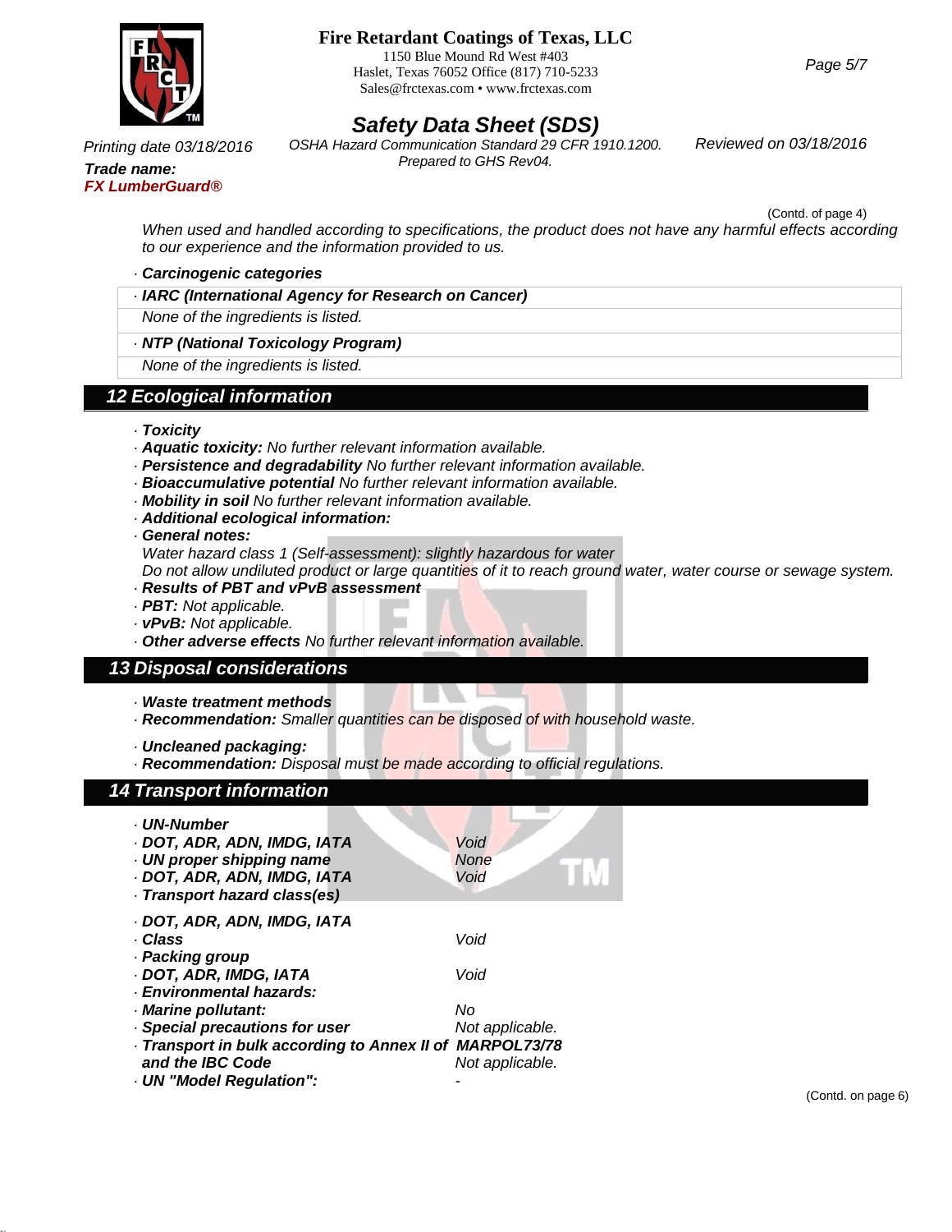(Contd. of page 4)

*When used and handled according to specifications, the product does not have any harmful effects according to our experience and the information provided to us.*

· ***Carcinogenic categories***

· ***IARC (International Agency for Research on Cancer)***

*None of the ingredients is listed.*

· ***NTP (National Toxicology Program)***

*None of the ingredients is listed.*

## 12 Ecological information

· ***Toxicity***
· ***Aquatic toxicity:*** *No further relevant information available.*
· ***Persistence and degradability*** *No further relevant information available.*
· ***Bioaccumulative potential*** *No further relevant information available.*
· ***Mobility in soil*** *No further relevant information available.*
· ***Additional ecological information:***
· ***General notes:***
*Water hazard class 1 (Self-assessment): slightly hazardous for water*
*Do not allow undiluted product or large quantities of it to reach ground water, water course or sewage system.*
· ***Results of PBT and vPvB assessment***
· ***PBT:*** *Not applicable.*
· ***vPvB:*** *Not applicable.*
· ***Other adverse effects*** *No further relevant information available.*

## 13 Disposal considerations

· ***Waste treatment methods***
· ***Recommendation:*** *Smaller quantities can be disposed of with household waste.*

· ***Uncleaned packaging:***
· ***Recommendation:*** *Disposal must be made according to official regulations.*

## 14 Transport information

| | |
|---|---|
| · ***UN-Number*** | |
| · ***DOT, ADR, ADN, IMDG, IATA*** | *Void* |
| · ***UN proper shipping name*** | |
| · ***DOT, ADR, ADN, IMDG, IATA*** | *Void* |
| · ***Transport hazard class(es)*** | |
| · ***DOT, ADR, ADN, IMDG, IATA*** | |
| · ***Class*** | *Void* |
| · ***Packing group*** | |
| · ***DOT, ADR, IMDG, IATA*** | *Void* |
| · ***Environmental hazards:*** | |
| · ***Marine pollutant:*** | *No* |
| · ***Special precautions for user*** | *Not applicable.* |
| · ***Transport in bulk according to Annex II of MARPOL73/78 and the IBC Code*** | *Not applicable.* |
| · ***UN "Model Regulation":*** | - |

(Contd. on page 6)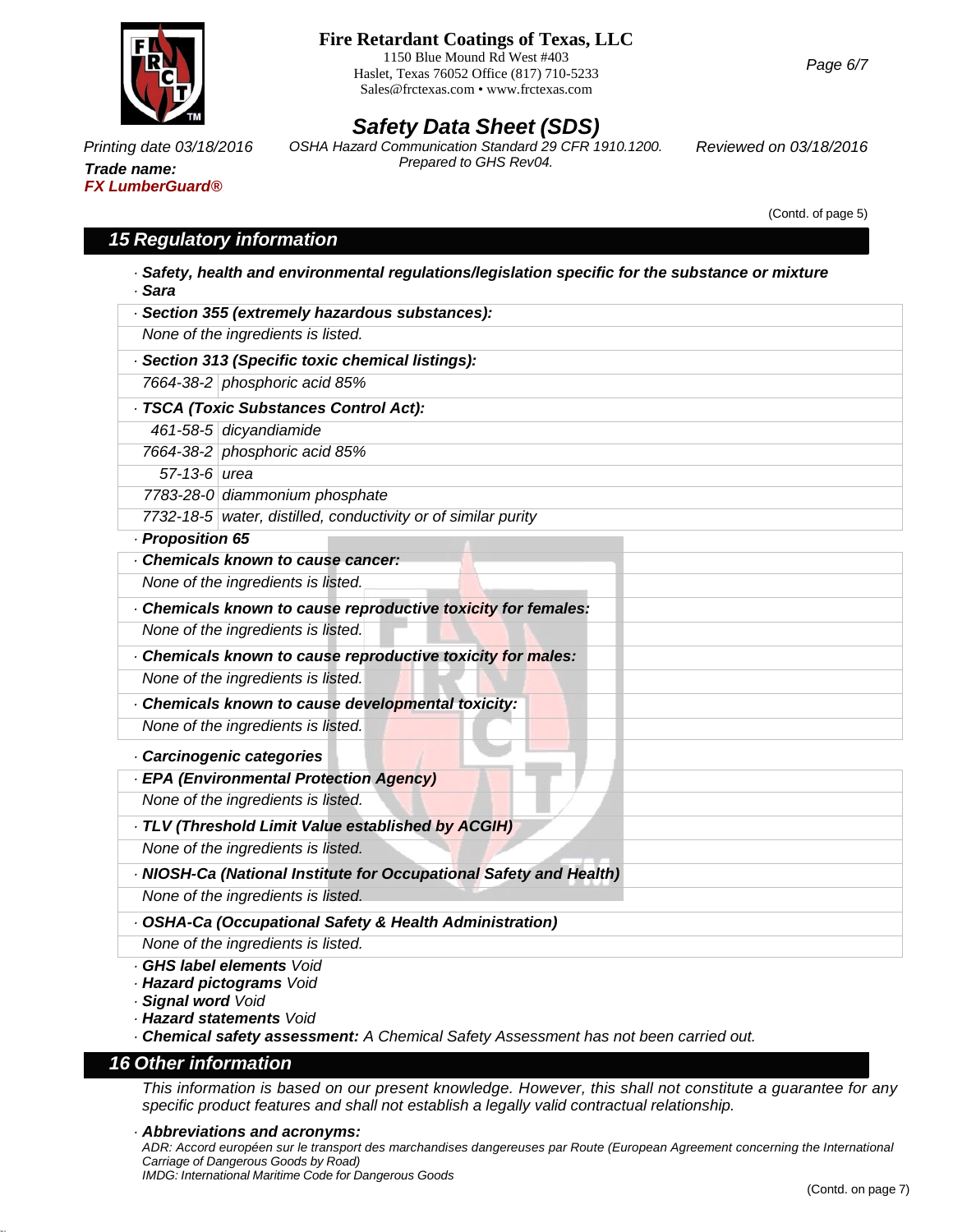(Contd. of page 5)

## 15 Regulatory information

· **Safety, health and environmental regulations/legislation specific for the substance or mixture**

· **Sara**

· **Section 355 (extremely hazardous substances):**

None of the ingredients is listed.

· **Section 313 (Specific toxic chemical listings):**

| | |
|---|---|
| 7664-38-2 | phosphoric acid 85% |

· **TSCA (Toxic Substances Control Act):**

| | |
|---|---|
| 461-58-5 | dicyandiamide |
| 7664-38-2 | phosphoric acid 85% |
| 57-13-6 | urea |
| 7783-28-0 | diammonium phosphate |
| 7732-18-5 | water, distilled, conductivity or of similar purity |

· **Proposition 65**

· **Chemicals known to cause cancer:**

None of the ingredients is listed.

· **Chemicals known to cause reproductive toxicity for females:**

None of the ingredients is listed.

· **Chemicals known to cause reproductive toxicity for males:**

None of the ingredients is listed.

· **Chemicals known to cause developmental toxicity:**

None of the ingredients is listed.

· **Carcinogenic categories**

· **EPA (Environmental Protection Agency)**

None of the ingredients is listed.

· **TLV (Threshold Limit Value established by ACGIH)**

None of the ingredients is listed.

· **NIOSH-Ca (National Institute for Occupational Safety and Health)**

None of the ingredients is listed.

· **OSHA-Ca (Occupational Safety & Health Administration)**

None of the ingredients is listed.

· **GHS label elements** Void
· **Hazard pictograms** Void
· **Signal word** Void
· **Hazard statements** Void
· **Chemical safety assessment:** A Chemical Safety Assessment has not been carried out.

## 16 Other information

This information is based on our present knowledge. However, this shall not constitute a guarantee for any specific product features and shall not establish a legally valid contractual relationship.

· **Abbreviations and acronyms:**

ADR: Accord européen sur le transport des marchandises dangereuses par Route (European Agreement concerning the International Carriage of Dangerous Goods by Road)
IMDG: International Maritime Code for Dangerous Goods

(Contd. on page 7)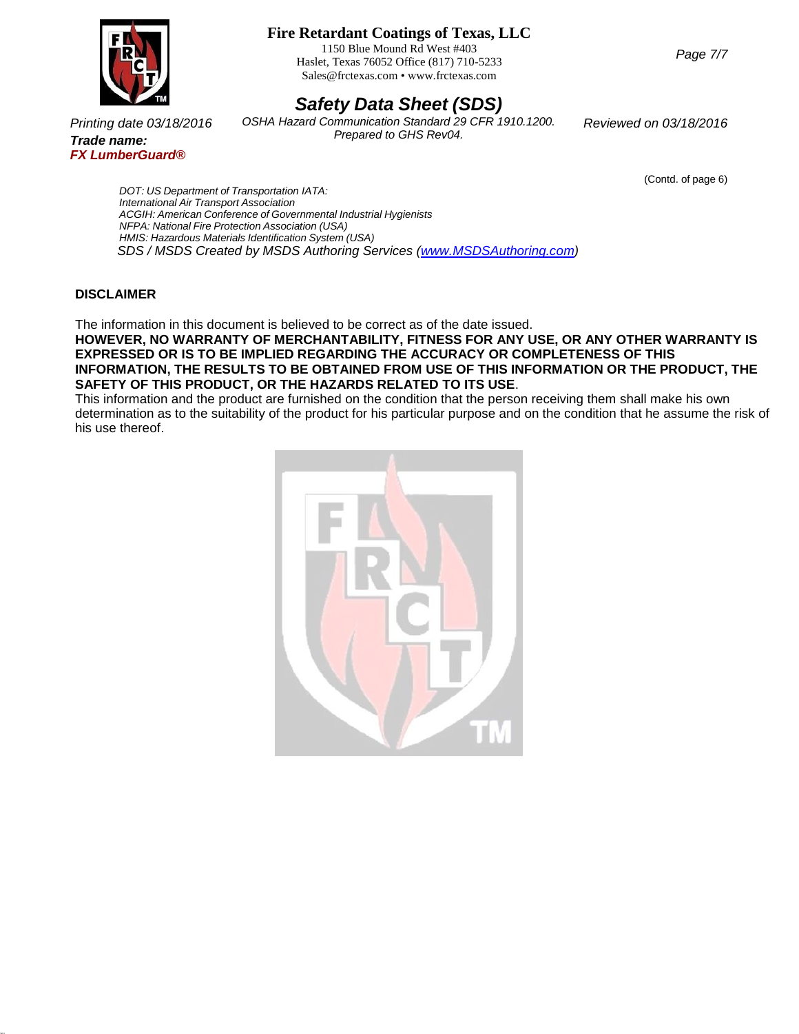(Contd. of page 6)

*DOT: US Department of Transportation IATA:*
*International Air Transport Association*
*ACGIH: American Conference of Governmental Industrial Hygienists*
*NFPA: National Fire Protection Association (USA)*
*HMIS: Hazardous Materials Identification System (USA)*
*SDS / MSDS Created by MSDS Authoring Services (www.MSDSAuthoring.com)*

**DISCLAIMER**

The information in this document is believed to be correct as of the date issued.
**HOWEVER, NO WARRANTY OF MERCHANTABILITY, FITNESS FOR ANY USE, OR ANY OTHER WARRANTY IS EXPRESSED OR IS TO BE IMPLIED REGARDING THE ACCURACY OR COMPLETENESS OF THIS INFORMATION, THE RESULTS TO BE OBTAINED FROM USE OF THIS INFORMATION OR THE PRODUCT, THE SAFETY OF THIS PRODUCT, OR THE HAZARDS RELATED TO ITS USE**.
This information and the product are furnished on the condition that the person receiving them shall make his own determination as to the suitability of the product for his particular purpose and on the condition that he assume the risk of his use thereof.